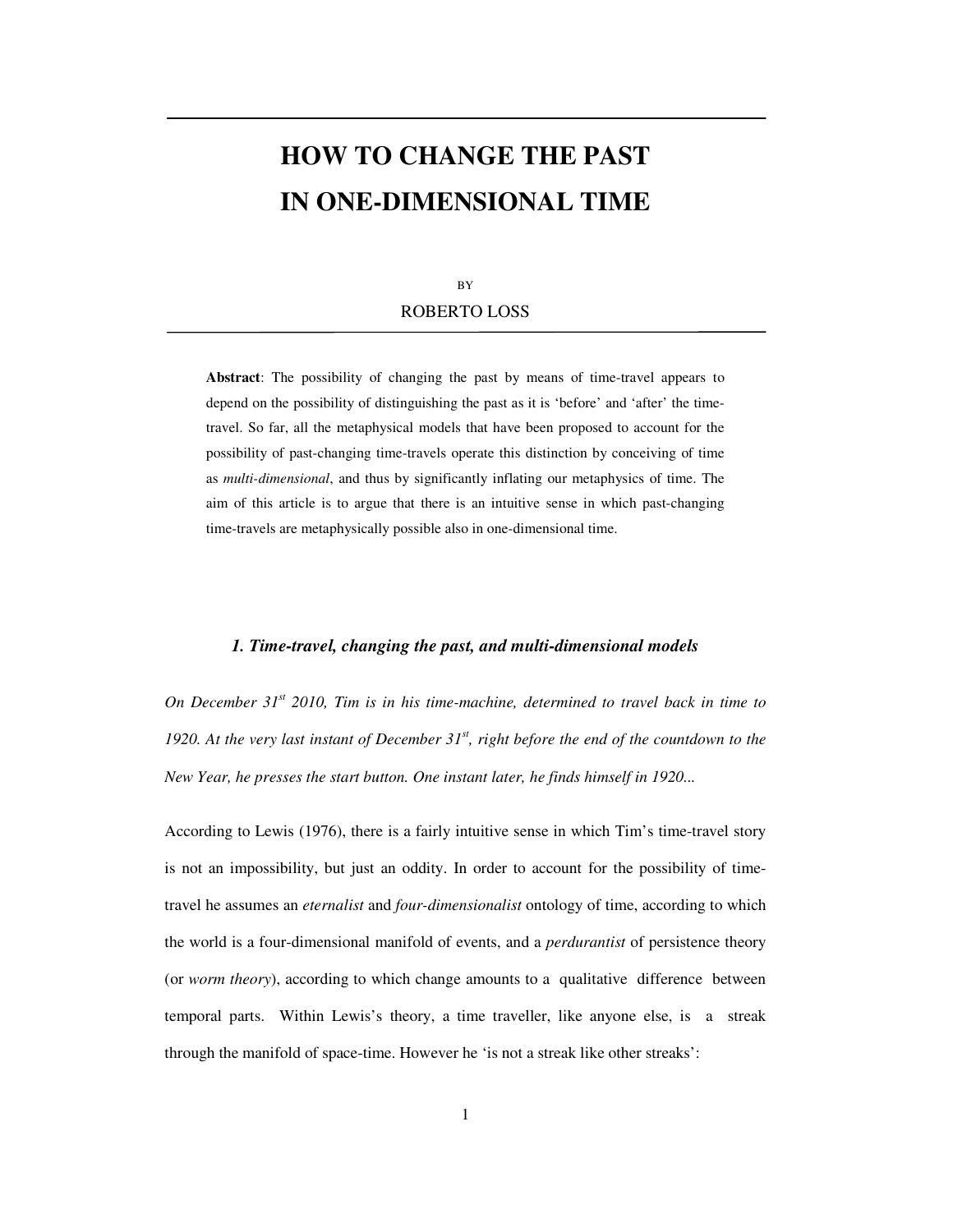# HOW TO CHANGE THE PAST IN ONE-DIMENSIONAL TIME

BY

ROBERTO LOSS

**Abstract**: The possibility of changing the past by means of time-travel appears to depend on the possibility of distinguishing the past as it is 'before' and 'after' the time-travel. So far, all the metaphysical models that have been proposed to account for the possibility of past-changing time-travels operate this distinction by conceiving of time as *multi-dimensional*, and thus by significantly inflating our metaphysics of time. The aim of this article is to argue that there is an intuitive sense in which past-changing time-travels are metaphysically possible also in one-dimensional time.

### *1. Time-travel, changing the past, and multi-dimensional models*

*On December 31st 2010, Tim is in his time-machine, determined to travel back in time to 1920. At the very last instant of December 31st, right before the end of the countdown to the New Year, he presses the start button. One instant later, he finds himself in 1920...*

According to Lewis (1976), there is a fairly intuitive sense in which Tim's time-travel story is not an impossibility, but just an oddity. In order to account for the possibility of time-travel he assumes an *eternalist* and *four-dimensionalist* ontology of time, according to which the world is a four-dimensional manifold of events, and a *perdurantist* of persistence theory (or *worm theory*), according to which change amounts to a qualitative difference between temporal parts. Within Lewis's theory, a time traveller, like anyone else, is a streak through the manifold of space-time. However he 'is not a streak like other streaks':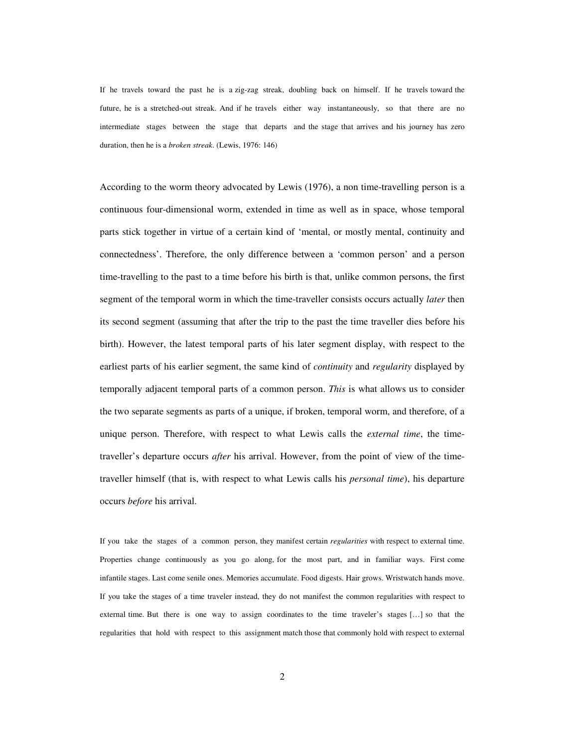If he travels toward the past he is a zig-zag streak, doubling back on himself. If he travels toward the future, he is a stretched-out streak. And if he travels either way instantaneously, so that there are no intermediate stages between the stage that departs and the stage that arrives and his journey has zero duration, then he is a *broken streak*. (Lewis, 1976: 146)

According to the worm theory advocated by Lewis (1976), a non time-travelling person is a continuous four-dimensional worm, extended in time as well as in space, whose temporal parts stick together in virtue of a certain kind of 'mental, or mostly mental, continuity and connectedness'. Therefore, the only difference between a 'common person' and a person time-travelling to the past to a time before his birth is that, unlike common persons, the first segment of the temporal worm in which the time-traveller consists occurs actually *later* then its second segment (assuming that after the trip to the past the time traveller dies before his birth). However, the latest temporal parts of his later segment display, with respect to the earliest parts of his earlier segment, the same kind of *continuity* and *regularity* displayed by temporally adjacent temporal parts of a common person. *This* is what allows us to consider the two separate segments as parts of a unique, if broken, temporal worm, and therefore, of a unique person. Therefore, with respect to what Lewis calls the *external time*, the time-traveller's departure occurs *after* his arrival. However, from the point of view of the time-traveller himself (that is, with respect to what Lewis calls his *personal time*), his departure occurs *before* his arrival.

If you take the stages of a common person, they manifest certain *regularities* with respect to external time. Properties change continuously as you go along, for the most part, and in familiar ways. First come infantile stages. Last come senile ones. Memories accumulate. Food digests. Hair grows. Wristwatch hands move. If you take the stages of a time traveler instead, they do not manifest the common regularities with respect to external time. But there is one way to assign coordinates to the time traveler's stages […] so that the regularities that hold with respect to this assignment match those that commonly hold with respect to external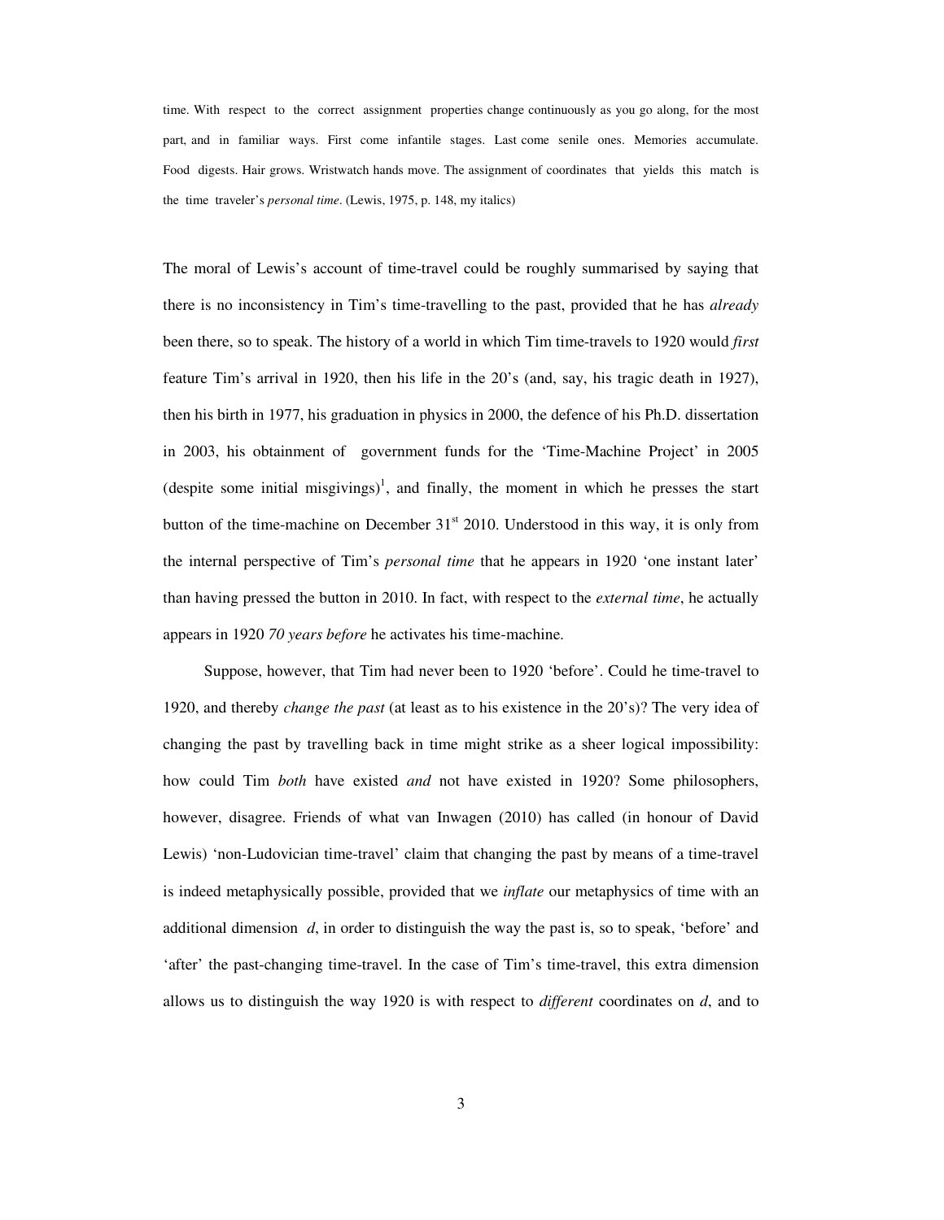time. With respect to the correct assignment properties change continuously as you go along, for the most part, and in familiar ways. First come infantile stages. Last come senile ones. Memories accumulate. Food digests. Hair grows. Wristwatch hands move. The assignment of coordinates that yields this match is the time traveler's *personal time*. (Lewis, 1975, p. 148, my italics)

The moral of Lewis's account of time-travel could be roughly summarised by saying that there is no inconsistency in Tim's time-travelling to the past, provided that he has *already* been there, so to speak. The history of a world in which Tim time-travels to 1920 would *first* feature Tim's arrival in 1920, then his life in the 20's (and, say, his tragic death in 1927), then his birth in 1977, his graduation in physics in 2000, the defence of his Ph.D. dissertation in 2003, his obtainment of government funds for the 'Time-Machine Project' in 2005 (despite some initial misgivings)[1], and finally, the moment in which he presses the start button of the time-machine on December 31st 2010. Understood in this way, it is only from the internal perspective of Tim's *personal time* that he appears in 1920 'one instant later' than having pressed the button in 2010. In fact, with respect to the *external time*, he actually appears in 1920 *70 years before* he activates his time-machine.

Suppose, however, that Tim had never been to 1920 'before'. Could he time-travel to 1920, and thereby *change the past* (at least as to his existence in the 20's)? The very idea of changing the past by travelling back in time might strike as a sheer logical impossibility: how could Tim *both* have existed *and* not have existed in 1920? Some philosophers, however, disagree. Friends of what van Inwagen (2010) has called (in honour of David Lewis) 'non-Ludovician time-travel' claim that changing the past by means of a time-travel is indeed metaphysically possible, provided that we *inflate* our metaphysics of time with an additional dimension *d*, in order to distinguish the way the past is, so to speak, 'before' and 'after' the past-changing time-travel. In the case of Tim's time-travel, this extra dimension allows us to distinguish the way 1920 is with respect to *different* coordinates on *d*, and to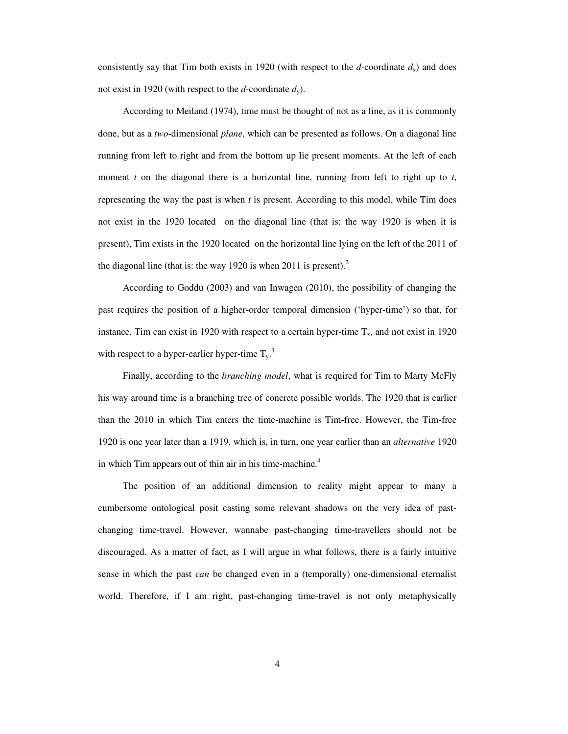consistently say that Tim both exists in 1920 (with respect to the *d*-coordinate $d_x$) and does not exist in 1920 (with respect to the *d*-coordinate $d_y$).

According to Meiland (1974), time must be thought of not as a line, as it is commonly done, but as a *two*-dimensional *plane*, which can be presented as follows. On a diagonal line running from left to right and from the bottom up lie present moments. At the left of each moment *t* on the diagonal there is a horizontal line, running from left to right up to *t*, representing the way the past is when *t* is present. According to this model, while Tim does not exist in the 1920 located on the diagonal line (that is: the way 1920 is when it is present), Tim exists in the 1920 located on the horizontal line lying on the left of the 2011 of the diagonal line (that is: the way 1920 is when 2011 is present).[2]

According to Goddu (2003) and van Inwagen (2010), the possibility of changing the past requires the position of a higher-order temporal dimension ('hyper-time') so that, for instance, Tim can exist in 1920 with respect to a certain hyper-time $T_x$, and not exist in 1920 with respect to a hyper-earlier hyper-time $T_y$.[3]

Finally, according to the *branching model*, what is required for Tim to Marty McFly his way around time is a branching tree of concrete possible worlds. The 1920 that is earlier than the 2010 in which Tim enters the time-machine is Tim-free. However, the Tim-free 1920 is one year later than a 1919, which is, in turn, one year earlier than an *alternative* 1920 in which Tim appears out of thin air in his time-machine.[4]

The position of an additional dimension to reality might appear to many a cumbersome ontological posit casting some relevant shadows on the very idea of past-changing time-travel. However, wannabe past-changing time-travellers should not be discouraged. As a matter of fact, as I will argue in what follows, there is a fairly intuitive sense in which the past *can* be changed even in a (temporally) one-dimensional eternalist world. Therefore, if I am right, past-changing time-travel is not only metaphysically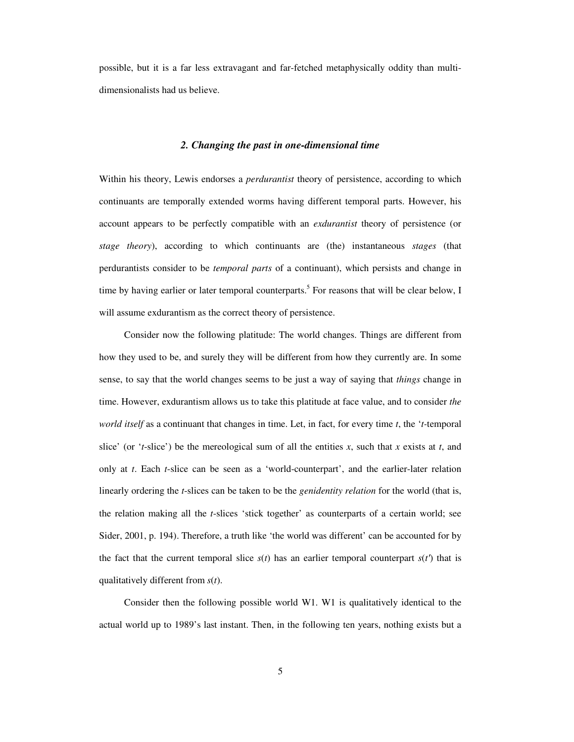possible, but it is a far less extravagant and far-fetched metaphysically oddity than multi-dimensionalists had us believe.

### *2. Changing the past in one-dimensional time*

Within his theory, Lewis endorses a *perdurantist* theory of persistence, according to which continuants are temporally extended worms having different temporal parts. However, his account appears to be perfectly compatible with an *exdurantist* theory of persistence (or *stage theory*), according to which continuants are (the) instantaneous *stages* (that perdurantists consider to be *temporal parts* of a continuant), which persists and change in time by having earlier or later temporal counterparts.[5] For reasons that will be clear below, I will assume exdurantism as the correct theory of persistence.

Consider now the following platitude: The world changes. Things are different from how they used to be, and surely they will be different from how they currently are. In some sense, to say that the world changes seems to be just a way of saying that *things* change in time. However, exdurantism allows us to take this platitude at face value, and to consider *the world itself* as a continuant that changes in time. Let, in fact, for every time $t$, the '$t$-temporal slice' (or '$t$-slice') be the mereological sum of all the entities $x$, such that $x$ exists at $t$, and only at $t$. Each $t$-slice can be seen as a 'world-counterpart', and the earlier-later relation linearly ordering the $t$-slices can be taken to be the *genidentity relation* for the world (that is, the relation making all the $t$-slices 'stick together' as counterparts of a certain world; see Sider, 2001, p. 194). Therefore, a truth like 'the world was different' can be accounted for by the fact that the current temporal slice $s(t)$ has an earlier temporal counterpart $s(t')$ that is qualitatively different from $s(t)$.

Consider then the following possible world W1. W1 is qualitatively identical to the actual world up to 1989's last instant. Then, in the following ten years, nothing exists but a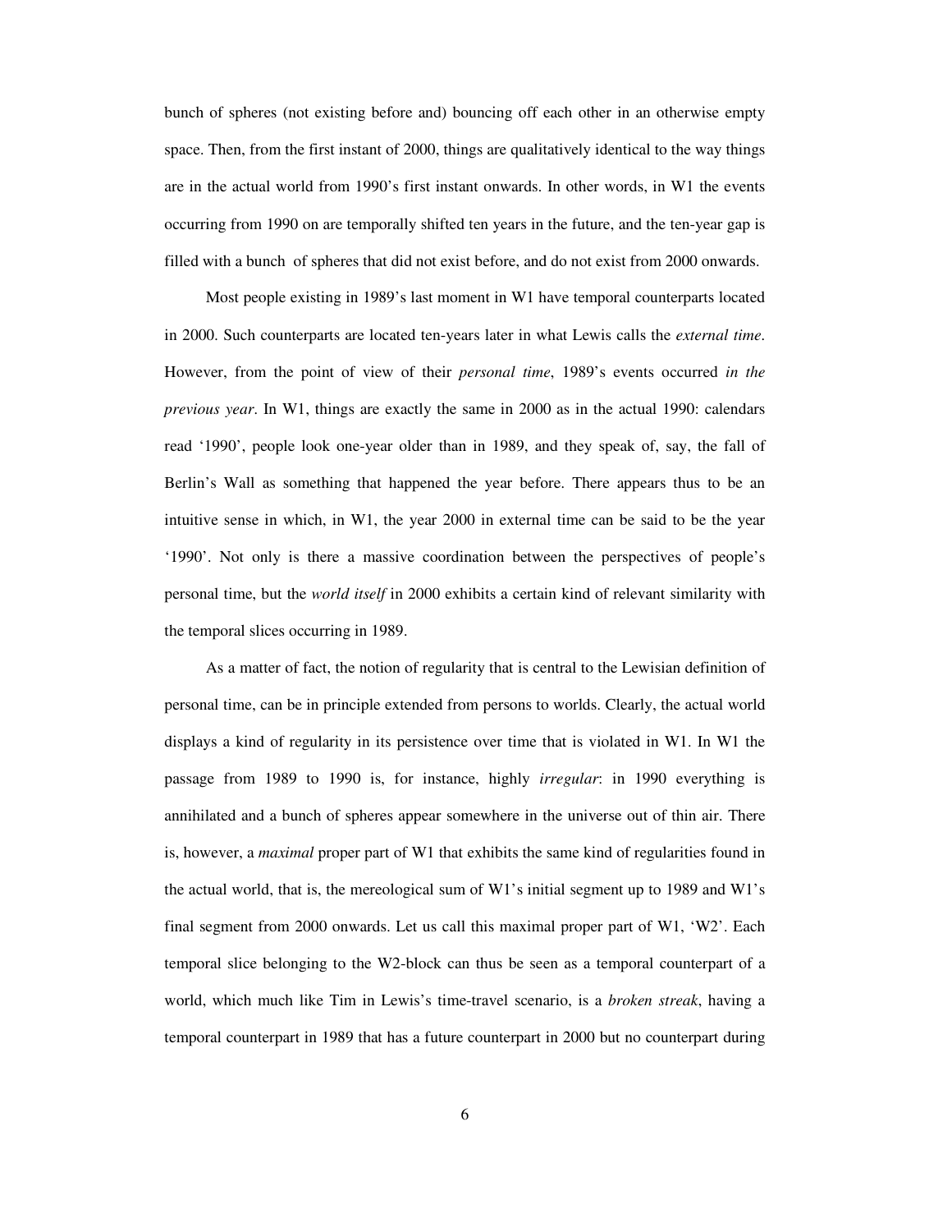bunch of spheres (not existing before and) bouncing off each other in an otherwise empty space. Then, from the first instant of 2000, things are qualitatively identical to the way things are in the actual world from 1990's first instant onwards. In other words, in W1 the events occurring from 1990 on are temporally shifted ten years in the future, and the ten-year gap is filled with a bunch of spheres that did not exist before, and do not exist from 2000 onwards.

Most people existing in 1989's last moment in W1 have temporal counterparts located in 2000. Such counterparts are located ten-years later in what Lewis calls the *external time*. However, from the point of view of their *personal time*, 1989's events occurred *in the previous year*. In W1, things are exactly the same in 2000 as in the actual 1990: calendars read '1990', people look one-year older than in 1989, and they speak of, say, the fall of Berlin's Wall as something that happened the year before. There appears thus to be an intuitive sense in which, in W1, the year 2000 in external time can be said to be the year '1990'. Not only is there a massive coordination between the perspectives of people's personal time, but the *world itself* in 2000 exhibits a certain kind of relevant similarity with the temporal slices occurring in 1989.

As a matter of fact, the notion of regularity that is central to the Lewisian definition of personal time, can be in principle extended from persons to worlds. Clearly, the actual world displays a kind of regularity in its persistence over time that is violated in W1. In W1 the passage from 1989 to 1990 is, for instance, highly *irregular*: in 1990 everything is annihilated and a bunch of spheres appear somewhere in the universe out of thin air. There is, however, a *maximal* proper part of W1 that exhibits the same kind of regularities found in the actual world, that is, the mereological sum of W1's initial segment up to 1989 and W1's final segment from 2000 onwards. Let us call this maximal proper part of W1, 'W2'. Each temporal slice belonging to the W2-block can thus be seen as a temporal counterpart of a world, which much like Tim in Lewis's time-travel scenario, is a *broken streak*, having a temporal counterpart in 1989 that has a future counterpart in 2000 but no counterpart during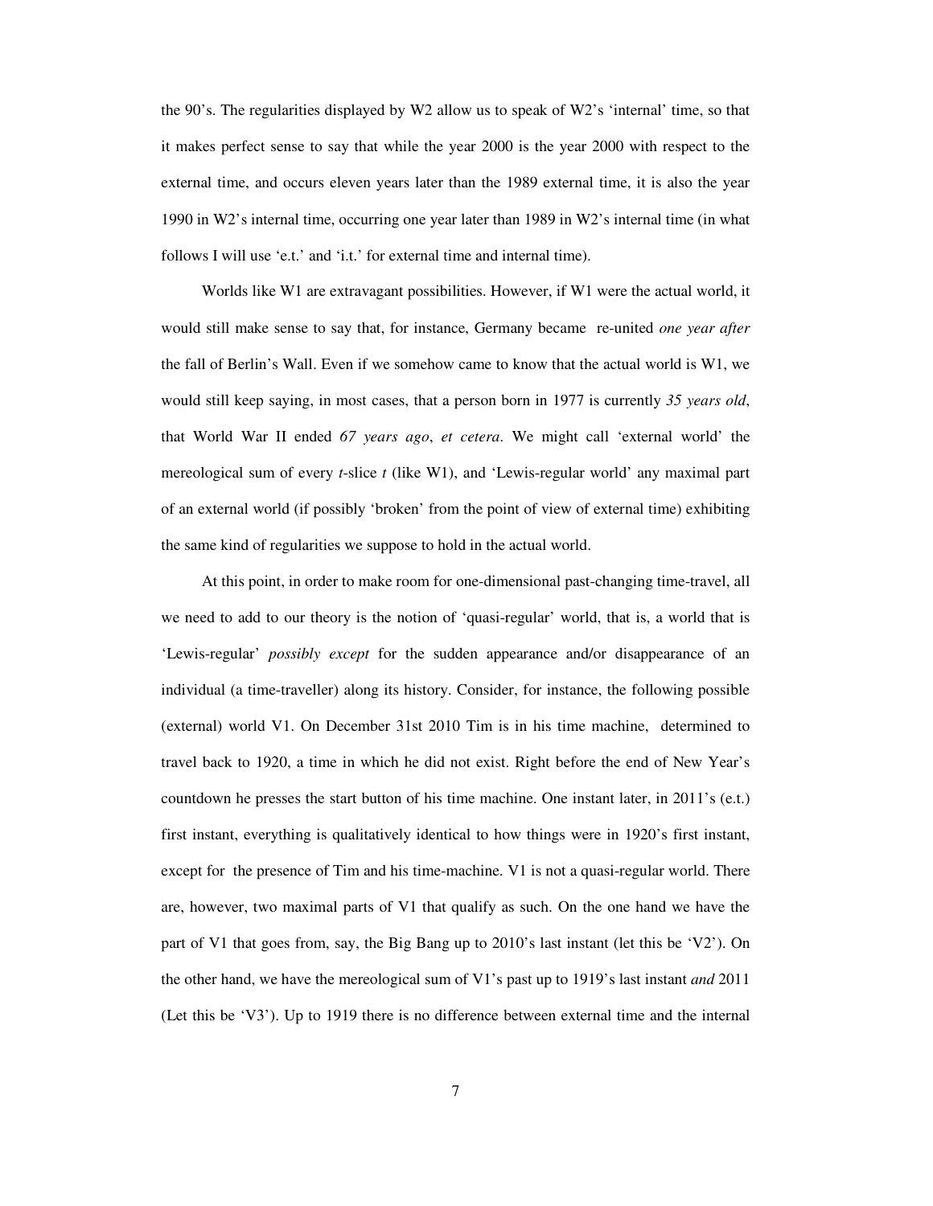the 90's. The regularities displayed by W2 allow us to speak of W2's 'internal' time, so that it makes perfect sense to say that while the year 2000 is the year 2000 with respect to the external time, and occurs eleven years later than the 1989 external time, it is also the year 1990 in W2's internal time, occurring one year later than 1989 in W2's internal time (in what follows I will use 'e.t.' and 'i.t.' for external time and internal time).

Worlds like W1 are extravagant possibilities. However, if W1 were the actual world, it would still make sense to say that, for instance, Germany became re-united *one year after* the fall of Berlin's Wall. Even if we somehow came to know that the actual world is W1, we would still keep saying, in most cases, that a person born in 1977 is currently *35 years old*, that World War II ended *67 years ago*, *et cetera*. We might call 'external world' the mereological sum of every *t*-slice *t* (like W1), and 'Lewis-regular world' any maximal part of an external world (if possibly 'broken' from the point of view of external time) exhibiting the same kind of regularities we suppose to hold in the actual world.

At this point, in order to make room for one-dimensional past-changing time-travel, all we need to add to our theory is the notion of 'quasi-regular' world, that is, a world that is 'Lewis-regular' *possibly except* for the sudden appearance and/or disappearance of an individual (a time-traveller) along its history. Consider, for instance, the following possible (external) world V1. On December 31st 2010 Tim is in his time machine, determined to travel back to 1920, a time in which he did not exist. Right before the end of New Year's countdown he presses the start button of his time machine. One instant later, in 2011's (e.t.) first instant, everything is qualitatively identical to how things were in 1920's first instant, except for the presence of Tim and his time-machine. V1 is not a quasi-regular world. There are, however, two maximal parts of V1 that qualify as such. On the one hand we have the part of V1 that goes from, say, the Big Bang up to 2010's last instant (let this be 'V2'). On the other hand, we have the mereological sum of V1's past up to 1919's last instant *and* 2011 (Let this be 'V3'). Up to 1919 there is no difference between external time and the internal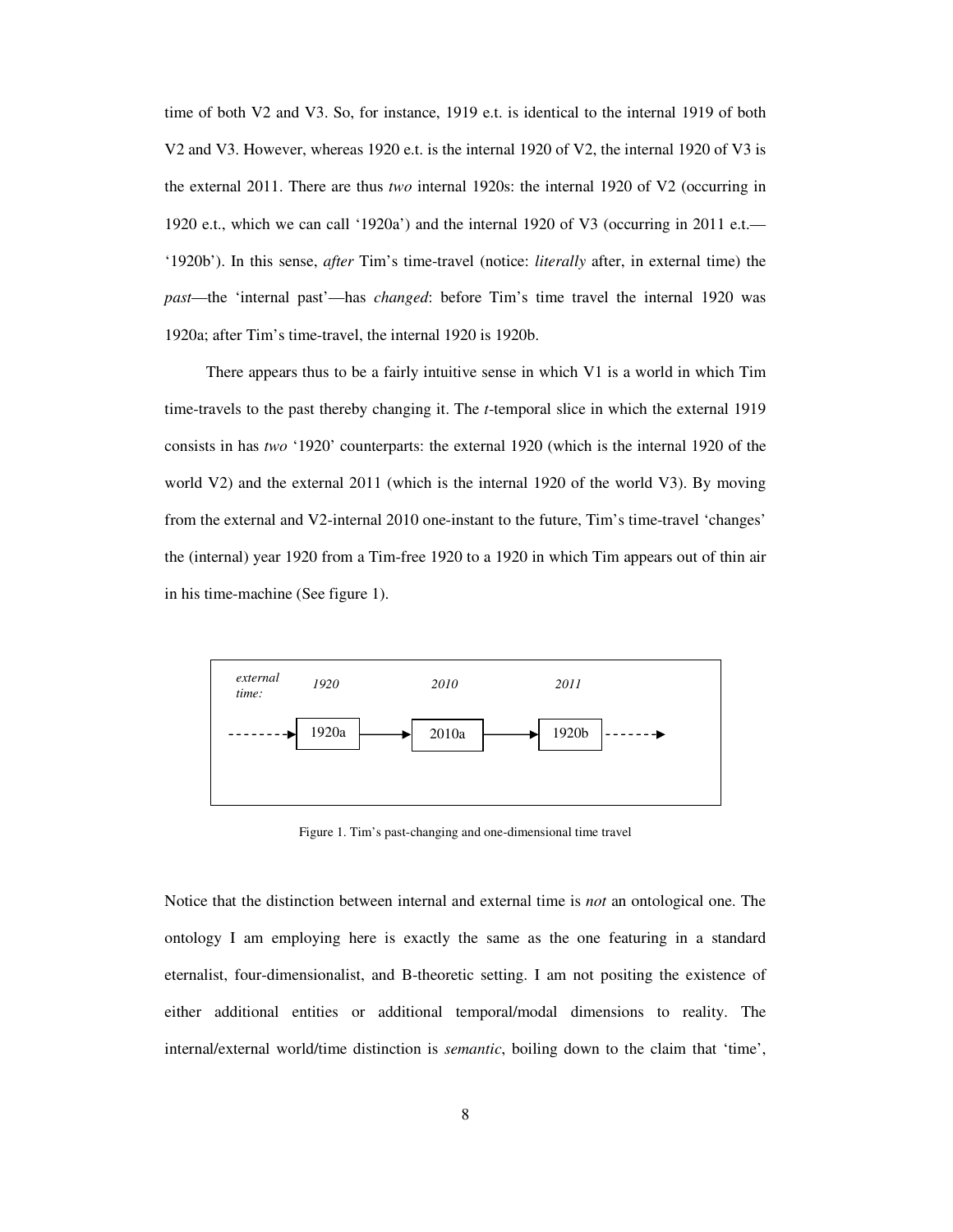time of both V2 and V3. So, for instance, 1919 e.t. is identical to the internal 1919 of both V2 and V3. However, whereas 1920 e.t. is the internal 1920 of V2, the internal 1920 of V3 is the external 2011. There are thus *two* internal 1920s: the internal 1920 of V2 (occurring in 1920 e.t., which we can call '1920a') and the internal 1920 of V3 (occurring in 2011 e.t.—'1920b'). In this sense, *after* Tim's time-travel (notice: *literally* after, in external time) the *past*—the 'internal past'—has *changed*: before Tim's time travel the internal 1920 was 1920a; after Tim's time-travel, the internal 1920 is 1920b.

There appears thus to be a fairly intuitive sense in which V1 is a world in which Tim time-travels to the past thereby changing it. The *t*-temporal slice in which the external 1919 consists in has *two* '1920' counterparts: the external 1920 (which is the internal 1920 of the world V2) and the external 2011 (which is the internal 1920 of the world V3). By moving from the external and V2-internal 2010 one-instant to the future, Tim's time-travel 'changes' the (internal) year 1920 from a Tim-free 1920 to a 1920 in which Tim appears out of thin air in his time-machine (See figure 1).

| *external time:* | *1920* | *2010* | *2011* |
|---|---|---|---|
| - - - - → | 1920a → | 2010a → | 1920b - - - - → |

Figure 1. Tim's past-changing and one-dimensional time travel

Notice that the distinction between internal and external time is *not* an ontological one. The ontology I am employing here is exactly the same as the one featuring in a standard eternalist, four-dimensionalist, and B-theoretic setting. I am not positing the existence of either additional entities or additional temporal/modal dimensions to reality. The internal/external world/time distinction is *semantic*, boiling down to the claim that 'time',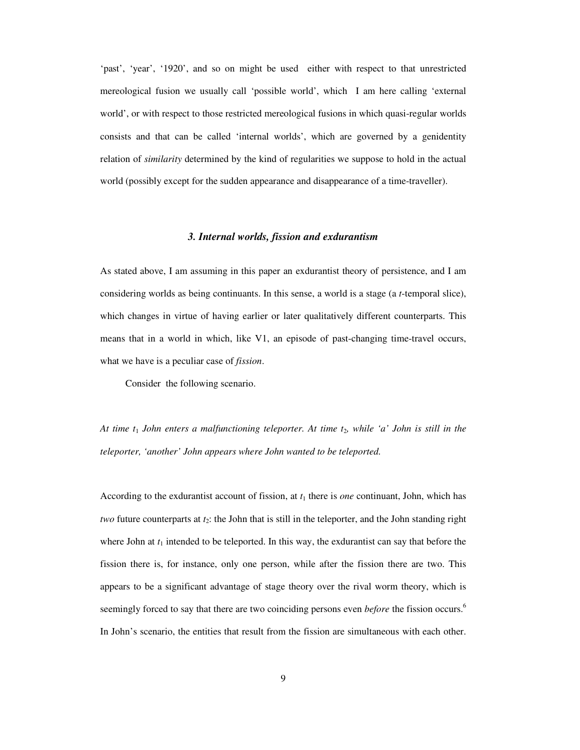‘past’, ‘year’, ‘1920’, and so on might be used either with respect to that unrestricted mereological fusion we usually call ‘possible world’, which I am here calling ‘external world’, or with respect to those restricted mereological fusions in which quasi-regular worlds consists and that can be called ‘internal worlds’, which are governed by a genidentity relation of *similarity* determined by the kind of regularities we suppose to hold in the actual world (possibly except for the sudden appearance and disappearance of a time-traveller).

### *3. Internal worlds, fission and exdurantism*

As stated above, I am assuming in this paper an exdurantist theory of persistence, and I am considering worlds as being continuants. In this sense, a world is a stage (a *t*-temporal slice), which changes in virtue of having earlier or later qualitatively different counterparts. This means that in a world in which, like V1, an episode of past-changing time-travel occurs, what we have is a peculiar case of *fission*.

Consider the following scenario.

*At time $t_1$ John enters a malfunctioning teleporter. At time $t_2$, while ‘a’ John is still in the teleporter, ‘another’ John appears where John wanted to be teleported.*

According to the exdurantist account of fission, at $t_1$ there is *one* continuant, John, which has *two* future counterparts at $t_2$: the John that is still in the teleporter, and the John standing right where John at $t_1$ intended to be teleported. In this way, the exdurantist can say that before the fission there is, for instance, only one person, while after the fission there are two. This appears to be a significant advantage of stage theory over the rival worm theory, which is seemingly forced to say that there are two coinciding persons even *before* the fission occurs.[6] In John’s scenario, the entities that result from the fission are simultaneous with each other.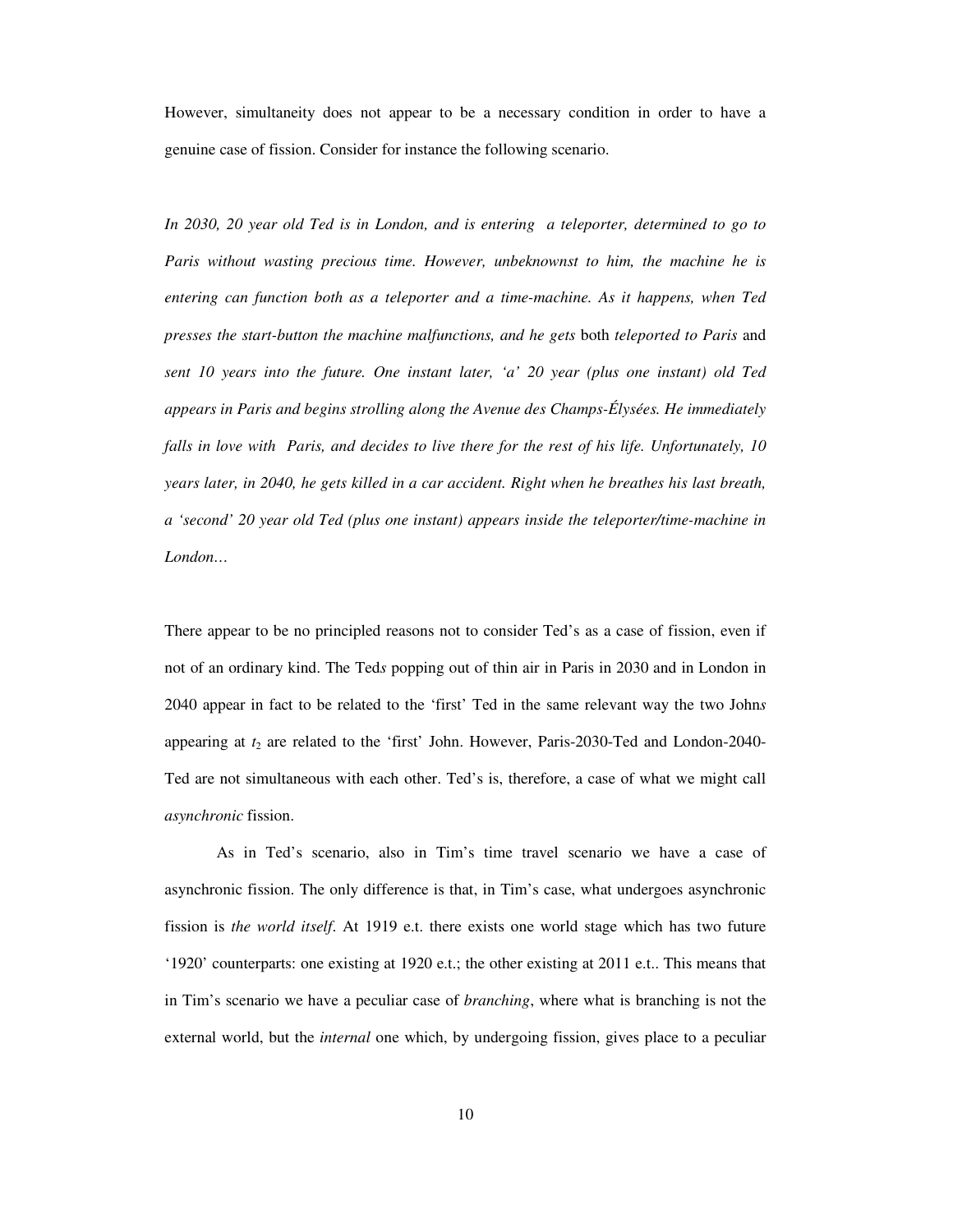However, simultaneity does not appear to be a necessary condition in order to have a genuine case of fission. Consider for instance the following scenario.

*In 2030, 20 year old Ted is in London, and is entering a teleporter, determined to go to Paris without wasting precious time. However, unbeknownst to him, the machine he is entering can function both as a teleporter and a time-machine. As it happens, when Ted presses the start-button the machine malfunctions, and he gets* both *teleported to Paris* and *sent 10 years into the future. One instant later, 'a' 20 year (plus one instant) old Ted appears in Paris and begins strolling along the Avenue des Champs-Élysées. He immediately falls in love with Paris, and decides to live there for the rest of his life. Unfortunately, 10 years later, in 2040, he gets killed in a car accident. Right when he breathes his last breath, a 'second' 20 year old Ted (plus one instant) appears inside the teleporter/time-machine in London…*

There appear to be no principled reasons not to consider Ted's as a case of fission, even if not of an ordinary kind. The Ted*s* popping out of thin air in Paris in 2030 and in London in 2040 appear in fact to be related to the 'first' Ted in the same relevant way the two John*s* appearing at $t_2$ are related to the 'first' John. However, Paris-2030-Ted and London-2040-Ted are not simultaneous with each other. Ted's is, therefore, a case of what we might call *asynchronic* fission.

As in Ted's scenario, also in Tim's time travel scenario we have a case of asynchronic fission. The only difference is that, in Tim's case, what undergoes asynchronic fission is *the world itself*. At 1919 e.t. there exists one world stage which has two future '1920' counterparts: one existing at 1920 e.t.; the other existing at 2011 e.t.. This means that in Tim's scenario we have a peculiar case of *branching*, where what is branching is not the external world, but the *internal* one which, by undergoing fission, gives place to a peculiar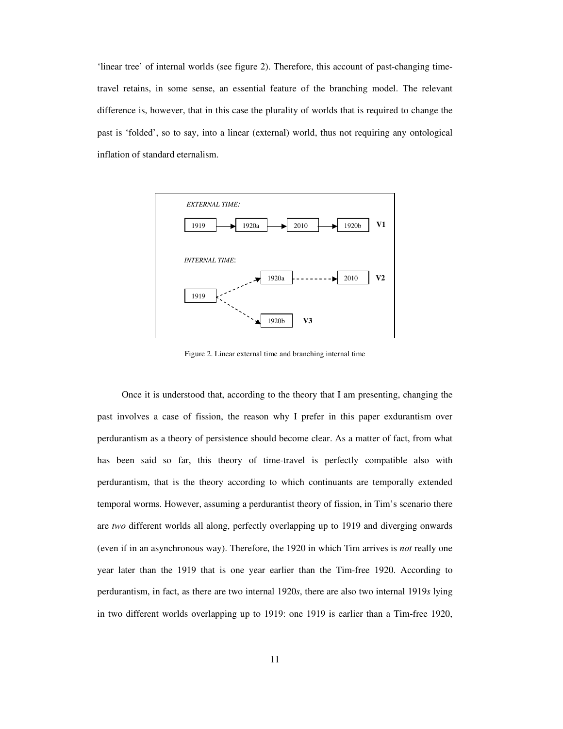'linear tree' of internal worlds (see figure 2). Therefore, this account of past-changing time-travel retains, in some sense, an essential feature of the branching model. The relevant difference is, however, that in this case the plurality of worlds that is required to change the past is 'folded', so to say, into a linear (external) world, thus not requiring any ontological inflation of standard eternalism.

Figure 2. Linear external time and branching internal time

Once it is understood that, according to the theory that I am presenting, changing the past involves a case of fission, the reason why I prefer in this paper exdurantism over perdurantism as a theory of persistence should become clear. As a matter of fact, from what has been said so far, this theory of time-travel is perfectly compatible also with perdurantism, that is the theory according to which continuants are temporally extended temporal worms. However, assuming a perdurantist theory of fission, in Tim's scenario there are *two* different worlds all along, perfectly overlapping up to 1919 and diverging onwards (even if in an asynchronous way). Therefore, the 1920 in which Tim arrives is *not* really one year later than the 1919 that is one year earlier than the Tim-free 1920. According to perdurantism, in fact, as there are two internal 1920*s*, there are also two internal 1919*s* lying in two different worlds overlapping up to 1919: one 1919 is earlier than a Tim-free 1920,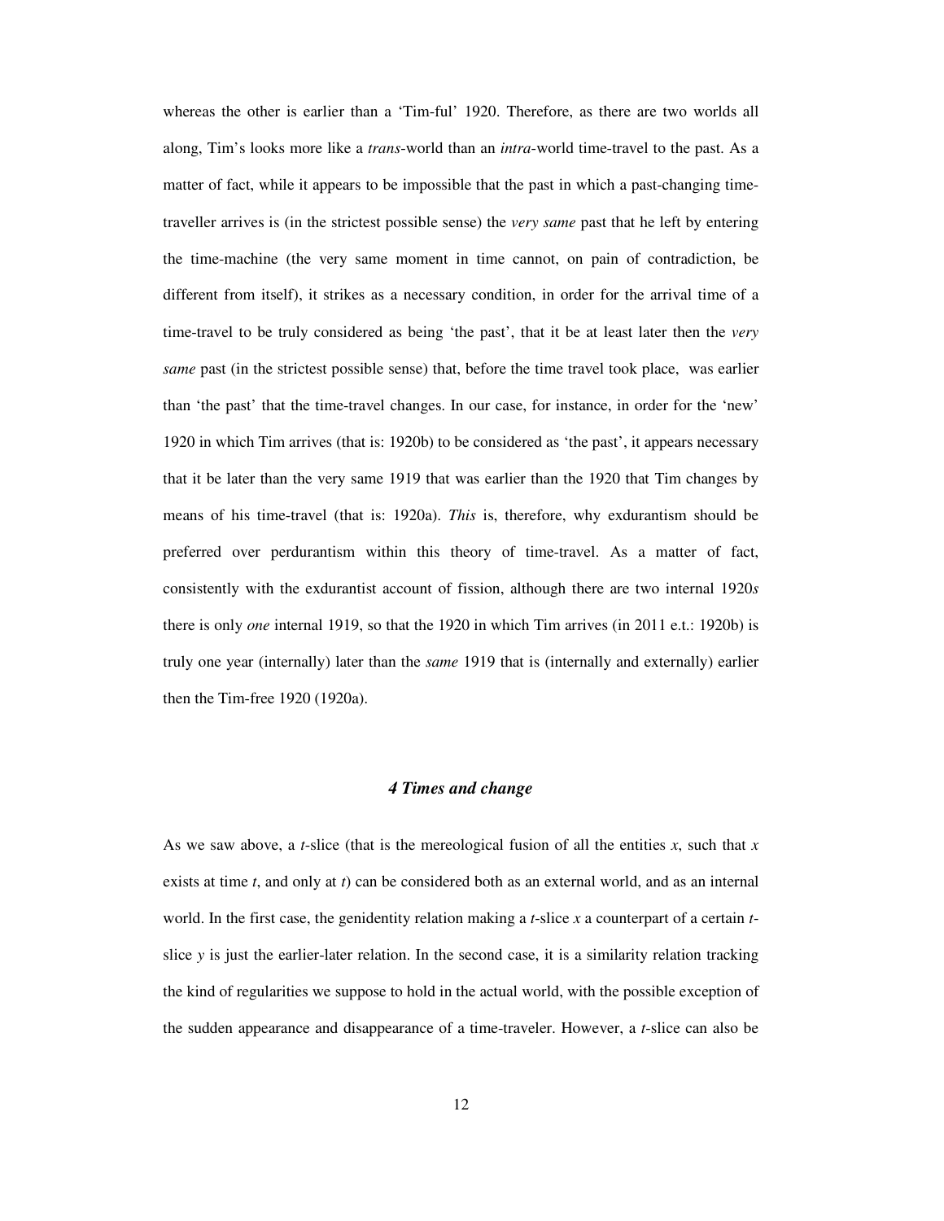whereas the other is earlier than a 'Tim-ful' 1920. Therefore, as there are two worlds all along, Tim's looks more like a *trans*-world than an *intra*-world time-travel to the past. As a matter of fact, while it appears to be impossible that the past in which a past-changing time-traveller arrives is (in the strictest possible sense) the *very same* past that he left by entering the time-machine (the very same moment in time cannot, on pain of contradiction, be different from itself), it strikes as a necessary condition, in order for the arrival time of a time-travel to be truly considered as being 'the past', that it be at least later then the *very same* past (in the strictest possible sense) that, before the time travel took place, was earlier than 'the past' that the time-travel changes. In our case, for instance, in order for the 'new' 1920 in which Tim arrives (that is: 1920b) to be considered as 'the past', it appears necessary that it be later than the very same 1919 that was earlier than the 1920 that Tim changes by means of his time-travel (that is: 1920a). *This* is, therefore, why exdurantism should be preferred over perdurantism within this theory of time-travel. As a matter of fact, consistently with the exdurantist account of fission, although there are two internal 1920*s* there is only *one* internal 1919, so that the 1920 in which Tim arrives (in 2011 e.t.: 1920b) is truly one year (internally) later than the *same* 1919 that is (internally and externally) earlier then the Tim-free 1920 (1920a).

## *4 Times and change*

As we saw above, a *t*-slice (that is the mereological fusion of all the entities *x*, such that *x* exists at time *t*, and only at *t*) can be considered both as an external world, and as an internal world. In the first case, the genidentity relation making a *t*-slice *x* a counterpart of a certain *t*-slice *y* is just the earlier-later relation. In the second case, it is a similarity relation tracking the kind of regularities we suppose to hold in the actual world, with the possible exception of the sudden appearance and disappearance of a time-traveler. However, a *t*-slice can also be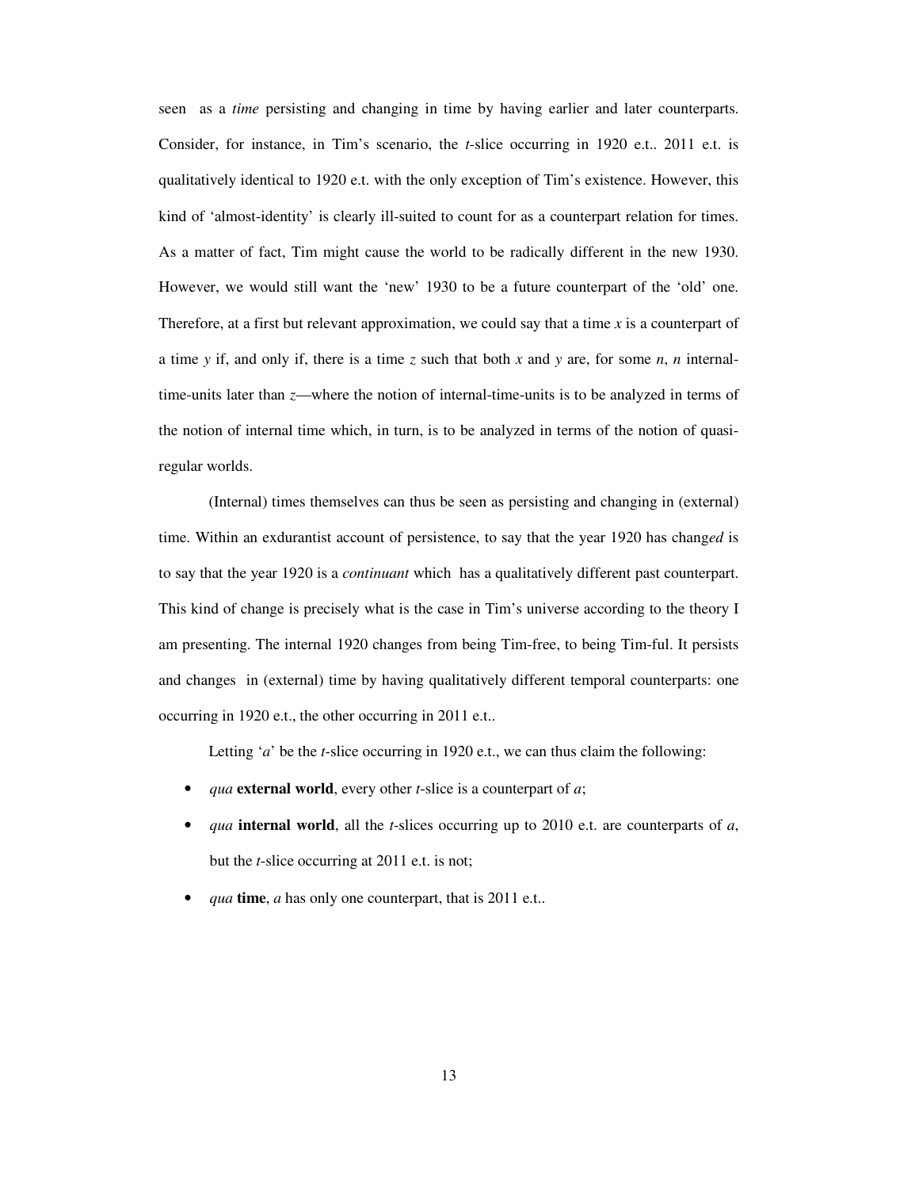seen as a *time* persisting and changing in time by having earlier and later counterparts. Consider, for instance, in Tim's scenario, the *t*-slice occurring in 1920 e.t.. 2011 e.t. is qualitatively identical to 1920 e.t. with the only exception of Tim's existence. However, this kind of 'almost-identity' is clearly ill-suited to count for as a counterpart relation for times. As a matter of fact, Tim might cause the world to be radically different in the new 1930. However, we would still want the 'new' 1930 to be a future counterpart of the 'old' one. Therefore, at a first but relevant approximation, we could say that a time $x$ is a counterpart of a time $y$ if, and only if, there is a time $z$ such that both $x$ and $y$ are, for some $n$, $n$ internal-time-units later than $z$—where the notion of internal-time-units is to be analyzed in terms of the notion of internal time which, in turn, is to be analyzed in terms of the notion of quasi-regular worlds.

(Internal) times themselves can thus be seen as persisting and changing in (external) time. Within an exdurantist account of persistence, to say that the year 1920 has chang*ed* is to say that the year 1920 is a *continuant* which has a qualitatively different past counterpart. This kind of change is precisely what is the case in Tim's universe according to the theory I am presenting. The internal 1920 changes from being Tim-free, to being Tim-ful. It persists and changes in (external) time by having qualitatively different temporal counterparts: one occurring in 1920 e.t., the other occurring in 2011 e.t..

Letting '*a*' be the *t*-slice occurring in 1920 e.t., we can thus claim the following:

- *qua* **external world**, every other *t*-slice is a counterpart of *a*;
- *qua* **internal world**, all the *t*-slices occurring up to 2010 e.t. are counterparts of *a*, but the *t*-slice occurring at 2011 e.t. is not;
- *qua* **time**, *a* has only one counterpart, that is 2011 e.t..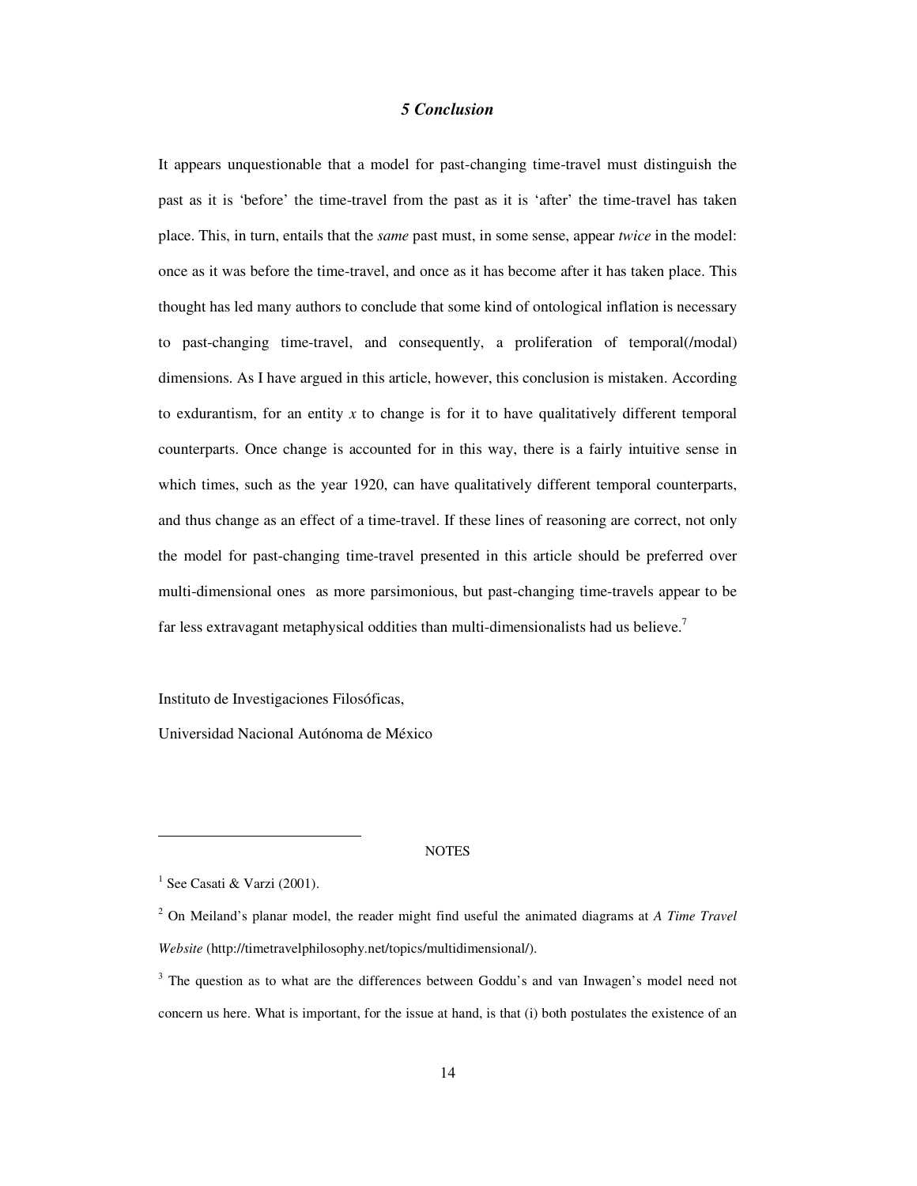## *5 Conclusion*

It appears unquestionable that a model for past-changing time-travel must distinguish the past as it is 'before' the time-travel from the past as it is 'after' the time-travel has taken place. This, in turn, entails that the *same* past must, in some sense, appear *twice* in the model: once as it was before the time-travel, and once as it has become after it has taken place. This thought has led many authors to conclude that some kind of ontological inflation is necessary to past-changing time-travel, and consequently, a proliferation of temporal(/modal) dimensions. As I have argued in this article, however, this conclusion is mistaken. According to exdurantism, for an entity *x* to change is for it to have qualitatively different temporal counterparts. Once change is accounted for in this way, there is a fairly intuitive sense in which times, such as the year 1920, can have qualitatively different temporal counterparts, and thus change as an effect of a time-travel. If these lines of reasoning are correct, not only the model for past-changing time-travel presented in this article should be preferred over multi-dimensional ones as more parsimonious, but past-changing time-travels appear to be far less extravagant metaphysical oddities than multi-dimensionalists had us believe.[7]

Instituto de Investigaciones Filosóficas,

Universidad Nacional Autónoma de México

NOTES

[1] See Casati & Varzi (2001).

[2] On Meiland's planar model, the reader might find useful the animated diagrams at *A Time Travel Website* (http://timetravelphilosophy.net/topics/multidimensional/).

[3] The question as to what are the differences between Goddu's and van Inwagen's model need not concern us here. What is important, for the issue at hand, is that (i) both postulates the existence of an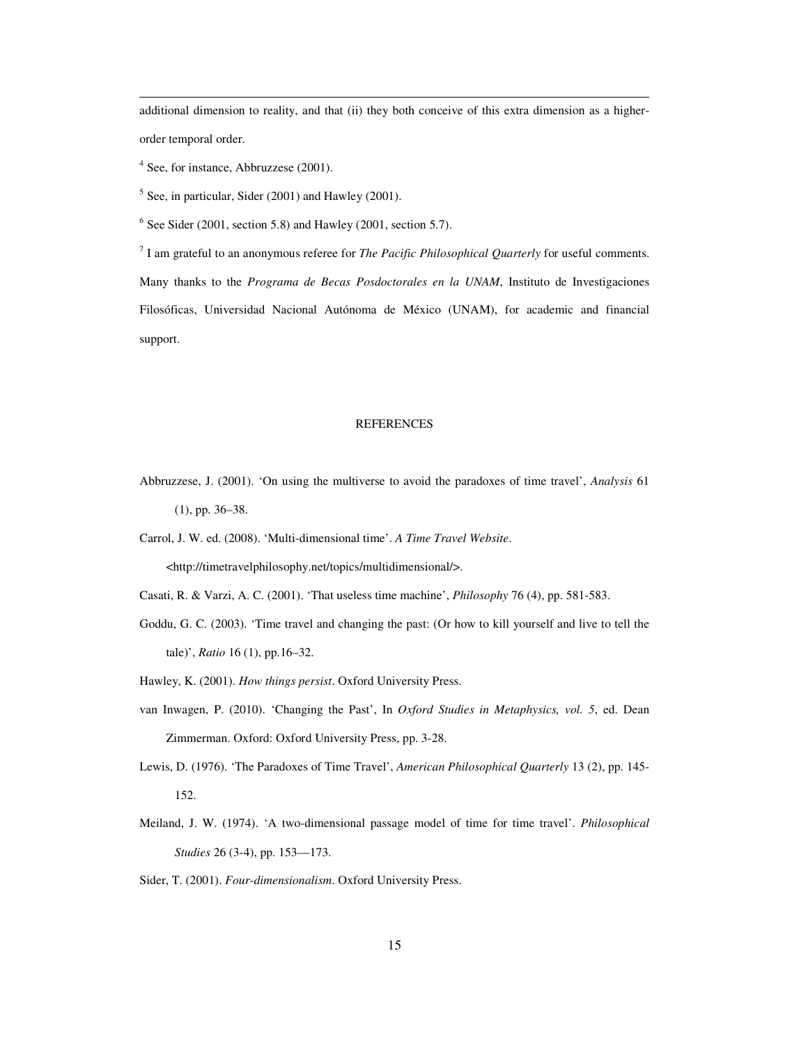additional dimension to reality, and that (ii) they both conceive of this extra dimension as a higher-order temporal order.

[4] See, for instance, Abbruzzese (2001).

[5] See, in particular, Sider (2001) and Hawley (2001).

[6] See Sider (2001, section 5.8) and Hawley (2001, section 5.7).

[7] I am grateful to an anonymous referee for *The Pacific Philosophical Quarterly* for useful comments. Many thanks to the *Programa de Becas Posdoctorales en la UNAM*, Instituto de Investigaciones Filosóficas, Universidad Nacional Autónoma de México (UNAM), for academic and financial support.

## REFERENCES

Abbruzzese, J. (2001). 'On using the multiverse to avoid the paradoxes of time travel', *Analysis* 61 (1), pp. 36–38.

Carrol, J. W. ed. (2008). 'Multi-dimensional time'. *A Time Travel Website*. <http://timetravelphilosophy.net/topics/multidimensional/>.

Casati, R. & Varzi, A. C. (2001). 'That useless time machine', *Philosophy* 76 (4), pp. 581-583.

Goddu, G. C. (2003). 'Time travel and changing the past: (Or how to kill yourself and live to tell the tale)', *Ratio* 16 (1), pp.16–32.

Hawley, K. (2001). *How things persist*. Oxford University Press.

van Inwagen, P. (2010). 'Changing the Past', In *Oxford Studies in Metaphysics, vol. 5*, ed. Dean Zimmerman. Oxford: Oxford University Press, pp. 3-28.

Lewis, D. (1976). 'The Paradoxes of Time Travel', *American Philosophical Quarterly* 13 (2), pp. 145-152.

Meiland, J. W. (1974). 'A two-dimensional passage model of time for time travel'. *Philosophical Studies* 26 (3-4), pp. 153—173.

Sider, T. (2001). *Four-dimensionalism*. Oxford University Press.